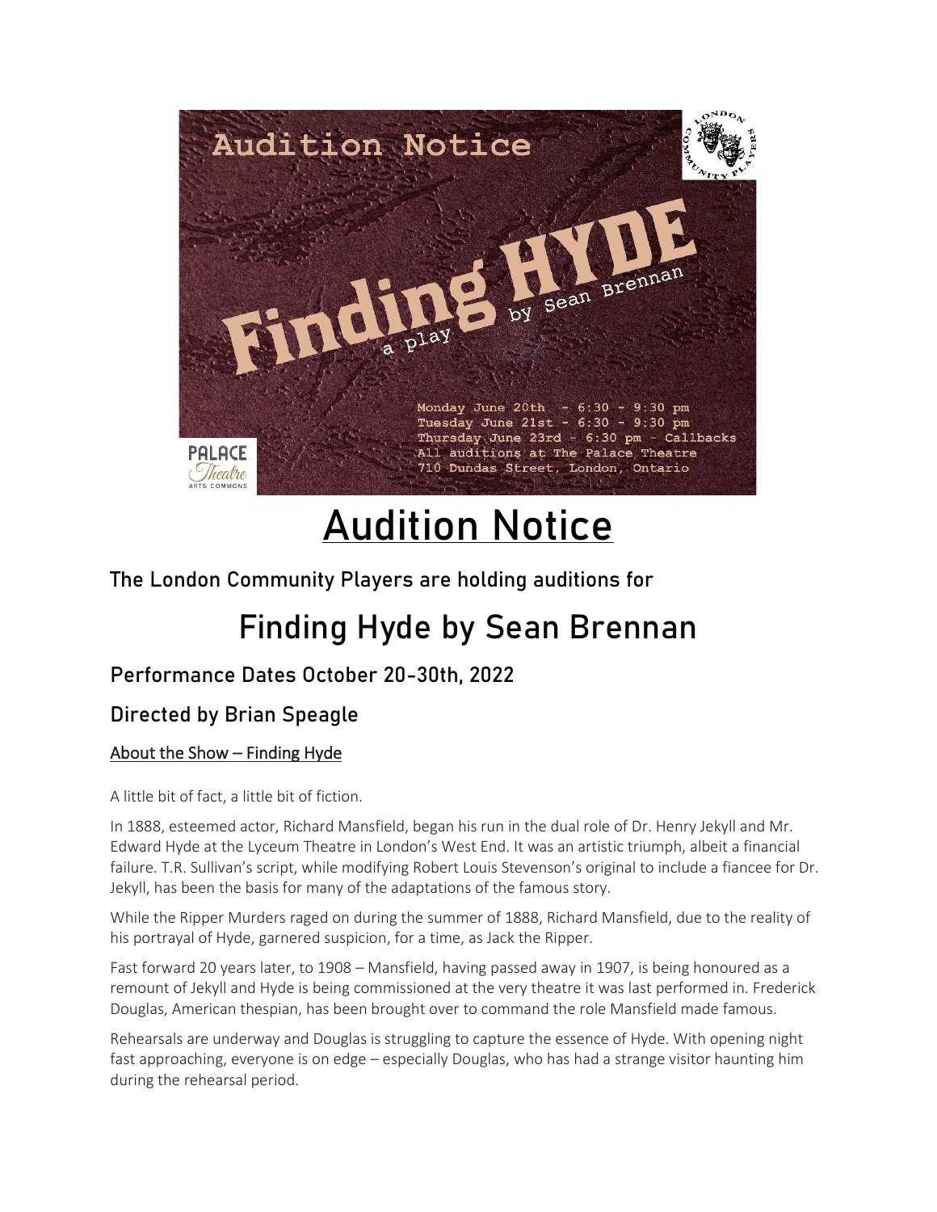Audition Notice

Finding HYDE

a play by Sean Brennan

Monday June 20th - 6:30 - 9:30 pm
Tuesday June 21st - 6:30 - 9:30 pm
Thursday June 23rd - 6:30 pm - Callbacks
All auditions at The Palace Theatre
710 Dundas Street, London, Ontario

PALACE Theatre ARTS COMMONS

LONDON COMMUNITY PLAYERS

# Audition Notice

### The London Community Players are holding auditions for

## Finding Hyde by Sean Brennan

### Performance Dates October 20-30th, 2022

### Directed by Brian Speagle

#### About the Show – Finding Hyde

A little bit of fact, a little bit of fiction.

In 1888, esteemed actor, Richard Mansfield, began his run in the dual role of Dr. Henry Jekyll and Mr. Edward Hyde at the Lyceum Theatre in London's West End. It was an artistic triumph, albeit a financial failure. T.R. Sullivan's script, while modifying Robert Louis Stevenson's original to include a fiancee for Dr. Jekyll, has been the basis for many of the adaptations of the famous story.

While the Ripper Murders raged on during the summer of 1888, Richard Mansfield, due to the reality of his portrayal of Hyde, garnered suspicion, for a time, as Jack the Ripper.

Fast forward 20 years later, to 1908 – Mansfield, having passed away in 1907, is being honoured as a remount of Jekyll and Hyde is being commissioned at the very theatre it was last performed in. Frederick Douglas, American thespian, has been brought over to command the role Mansfield made famous.

Rehearsals are underway and Douglas is struggling to capture the essence of Hyde. With opening night fast approaching, everyone is on edge – especially Douglas, who has had a strange visitor haunting him during the rehearsal period.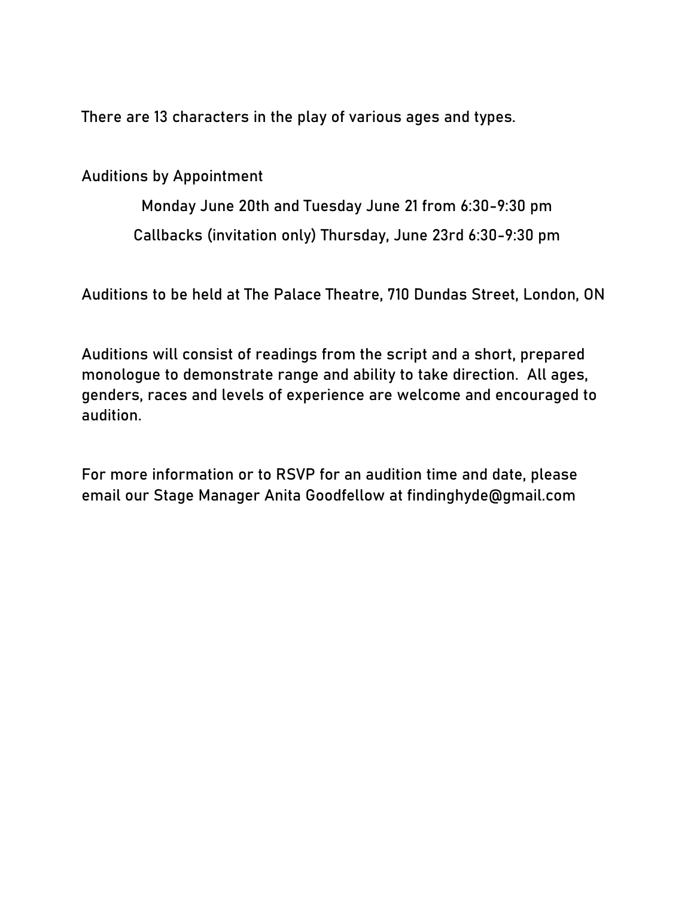There are 13 characters in the play of various ages and types.

Auditions by Appointment

Monday June 20th and Tuesday June 21 from 6:30-9:30 pm

Callbacks (invitation only) Thursday, June 23rd 6:30-9:30 pm

Auditions to be held at The Palace Theatre, 710 Dundas Street, London, ON

Auditions will consist of readings from the script and a short, prepared monologue to demonstrate range and ability to take direction. All ages, genders, races and levels of experience are welcome and encouraged to audition.

For more information or to RSVP for an audition time and date, please email our Stage Manager Anita Goodfellow at findinghyde@gmail.com